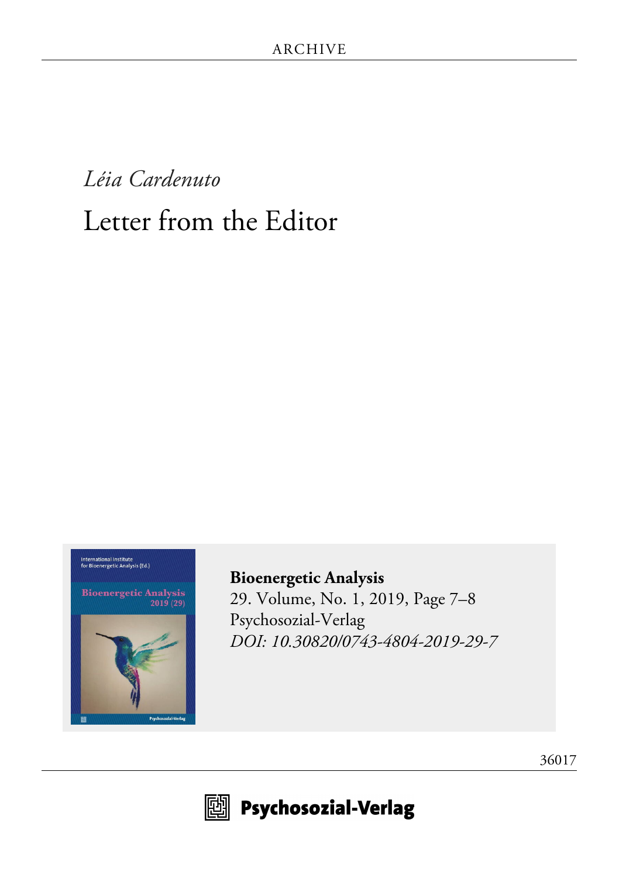ARCHIVE

*Léia Cardenuto*

# Letter from the Editor

**Bioenergetic Analysis**
29. Volume, No. 1, 2019, Page 7–8
Psychosozial-Verlag
*DOI: 10.30820/0743-4804-2019-29-7*

36017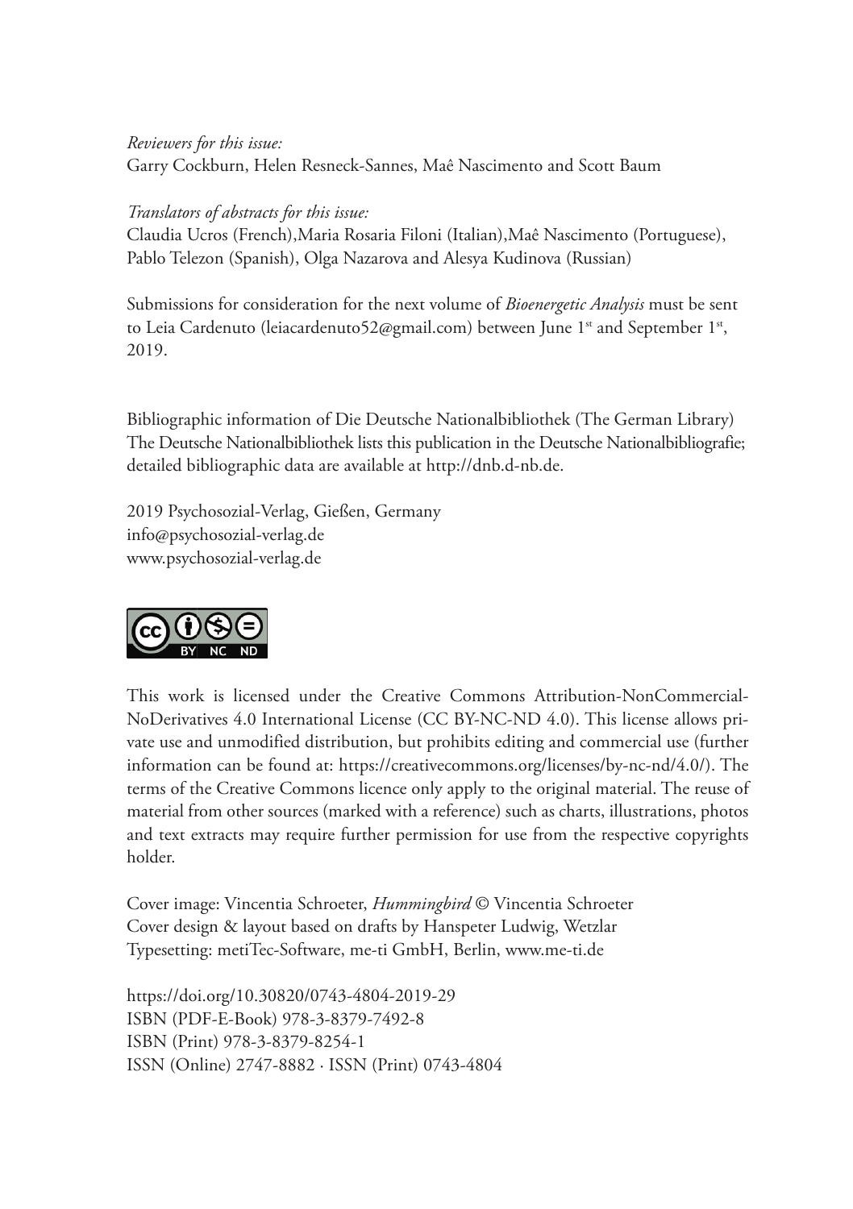*Reviewers for this issue:*
Garry Cockburn, Helen Resneck-Sannes, Maê Nascimento and Scott Baum

*Translators of abstracts for this issue:*
Claudia Ucros (French),Maria Rosaria Filoni (Italian),Maê Nascimento (Portuguese), Pablo Telezon (Spanish), Olga Nazarova and Alesya Kudinova (Russian)

Submissions for consideration for the next volume of *Bioenergetic Analysis* must be sent to Leia Cardenuto (leiacardenuto52@gmail.com) between June 1st and September 1st, 2019.

Bibliographic information of Die Deutsche Nationalbibliothek (The German Library)
The Deutsche Nationalbibliothek lists this publication in the Deutsche Nationalbibliografie; detailed bibliographic data are available at http://dnb.d-nb.de.

2019 Psychosozial-Verlag, Gießen, Germany
info@psychosozial-verlag.de
www.psychosozial-verlag.de

This work is licensed under the Creative Commons Attribution-NonCommercial-NoDerivatives 4.0 International License (CC BY-NC-ND 4.0). This license allows private use and unmodified distribution, but prohibits editing and commercial use (further information can be found at: https://creativecommons.org/licenses/by-nc-nd/4.0/). The terms of the Creative Commons licence only apply to the original material. The reuse of material from other sources (marked with a reference) such as charts, illustrations, photos and text extracts may require further permission for use from the respective copyrights holder.

Cover image: Vincentia Schroeter, *Hummingbird* © Vincentia Schroeter
Cover design & layout based on drafts by Hanspeter Ludwig, Wetzlar
Typesetting: metiTec-Software, me-ti GmbH, Berlin, www.me-ti.de

https://doi.org/10.30820/0743-4804-2019-29
ISBN (PDF-E-Book) 978-3-8379-7492-8
ISBN (Print) 978-3-8379-8254-1
ISSN (Online) 2747-8882 · ISSN (Print) 0743-4804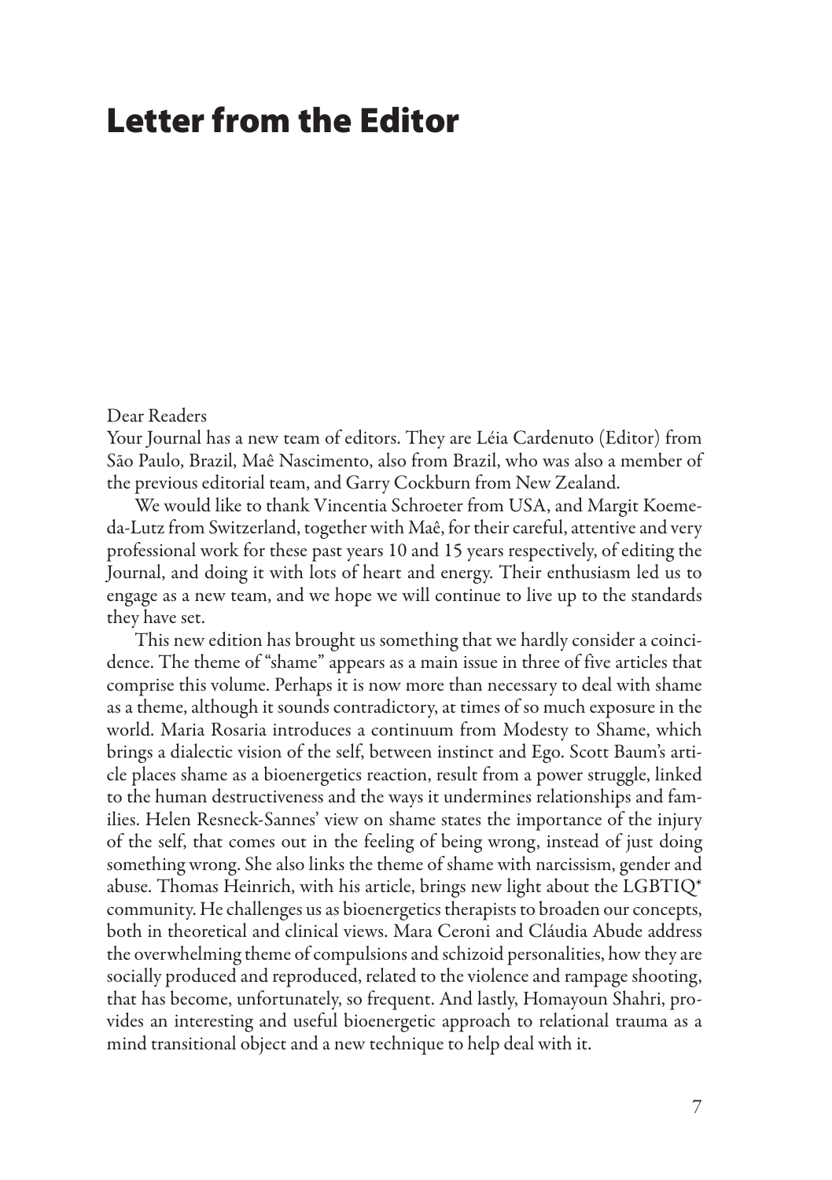# Letter from the Editor

Dear Readers

Your Journal has a new team of editors. They are Léia Cardenuto (Editor) from São Paulo, Brazil, Maê Nascimento, also from Brazil, who was also a member of the previous editorial team, and Garry Cockburn from New Zealand.

We would like to thank Vincentia Schroeter from USA, and Margit Koemeda-Lutz from Switzerland, together with Maê, for their careful, attentive and very professional work for these past years 10 and 15 years respectively, of editing the Journal, and doing it with lots of heart and energy. Their enthusiasm led us to engage as a new team, and we hope we will continue to live up to the standards they have set.

This new edition has brought us something that we hardly consider a coincidence. The theme of "shame" appears as a main issue in three of five articles that comprise this volume. Perhaps it is now more than necessary to deal with shame as a theme, although it sounds contradictory, at times of so much exposure in the world. Maria Rosaria introduces a continuum from Modesty to Shame, which brings a dialectic vision of the self, between instinct and Ego. Scott Baum's article places shame as a bioenergetics reaction, result from a power struggle, linked to the human destructiveness and the ways it undermines relationships and families. Helen Resneck-Sannes' view on shame states the importance of the injury of the self, that comes out in the feeling of being wrong, instead of just doing something wrong. She also links the theme of shame with narcissism, gender and abuse. Thomas Heinrich, with his article, brings new light about the LGBTIQ* community. He challenges us as bioenergetics therapists to broaden our concepts, both in theoretical and clinical views. Mara Ceroni and Cláudia Abude address the overwhelming theme of compulsions and schizoid personalities, how they are socially produced and reproduced, related to the violence and rampage shooting, that has become, unfortunately, so frequent. And lastly, Homayoun Shahri, provides an interesting and useful bioenergetic approach to relational trauma as a mind transitional object and a new technique to help deal with it.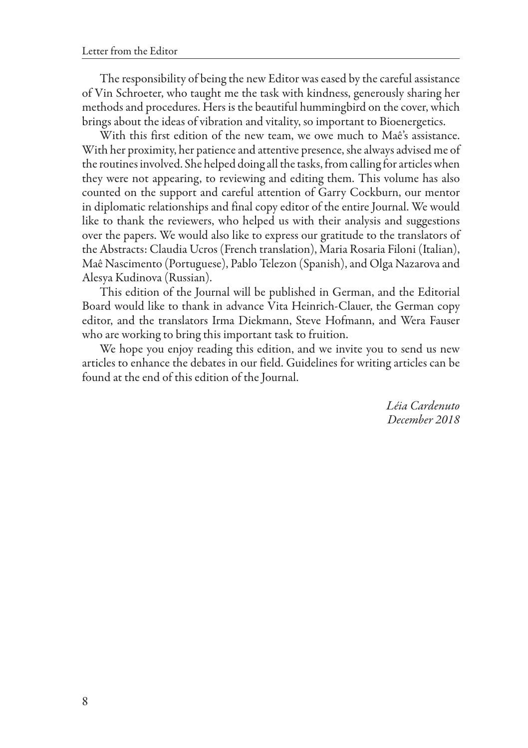The responsibility of being the new Editor was eased by the careful assistance of Vin Schroeter, who taught me the task with kindness, generously sharing her methods and procedures. Hers is the beautiful hummingbird on the cover, which brings about the ideas of vibration and vitality, so important to Bioenergetics.

With this first edition of the new team, we owe much to Maê's assistance. With her proximity, her patience and attentive presence, she always advised me of the routines involved. She helped doing all the tasks, from calling for articles when they were not appearing, to reviewing and editing them. This volume has also counted on the support and careful attention of Garry Cockburn, our mentor in diplomatic relationships and final copy editor of the entire Journal. We would like to thank the reviewers, who helped us with their analysis and suggestions over the papers. We would also like to express our gratitude to the translators of the Abstracts: Claudia Ucros (French translation), Maria Rosaria Filoni (Italian), Maê Nascimento (Portuguese), Pablo Telezon (Spanish), and Olga Nazarova and Alesya Kudinova (Russian).

This edition of the Journal will be published in German, and the Editorial Board would like to thank in advance Vita Heinrich-Clauer, the German copy editor, and the translators Irma Diekmann, Steve Hofmann, and Wera Fauser who are working to bring this important task to fruition.

We hope you enjoy reading this edition, and we invite you to send us new articles to enhance the debates in our field. Guidelines for writing articles can be found at the end of this edition of the Journal.

*Léia Cardenuto*
*December 2018*